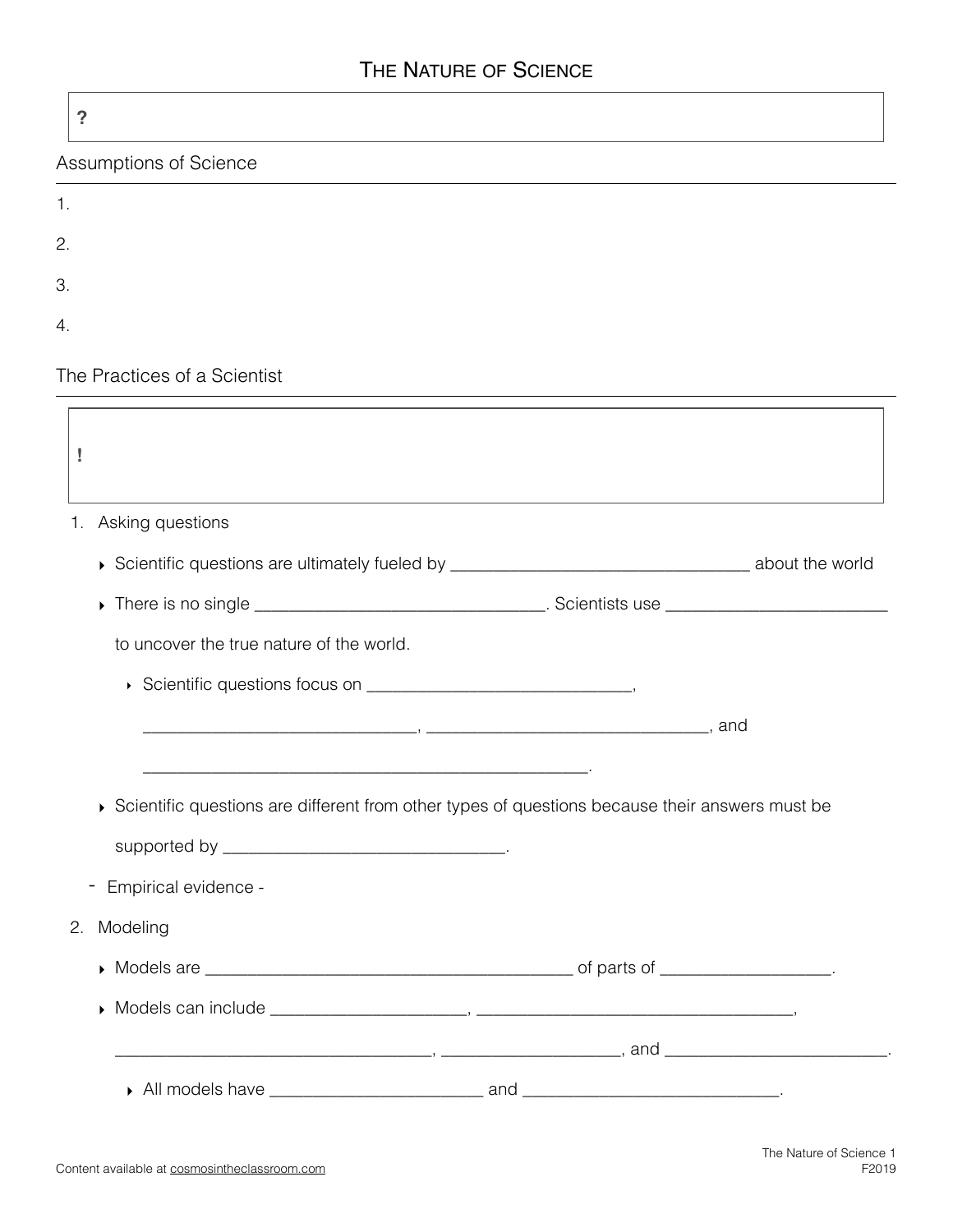# The Nature of Science

> **?**

## Assumptions of Science

1.

2.

3.

4.

## The Practices of a Scientist

> **!**

1. Asking questions
   - Scientific questions are ultimately fueled by ________________________________ about the world
   - There is no single ________________________________. Scientists use ________________________ to uncover the true nature of the world.
     - Scientific questions focus on ____________________________, ____________________________, ______________________________, and ______________________________________________.
   - Scientific questions are different from other types of questions because their answers must be supported by ______________________________.
   - Empirical evidence -
2. Modeling
   - Models are ________________________________________ of parts of __________________.
   - Models can include _____________________, ___________________________________, ___________________________________, ___________________, and ________________________.
     - All models have _______________________ and ____________________________.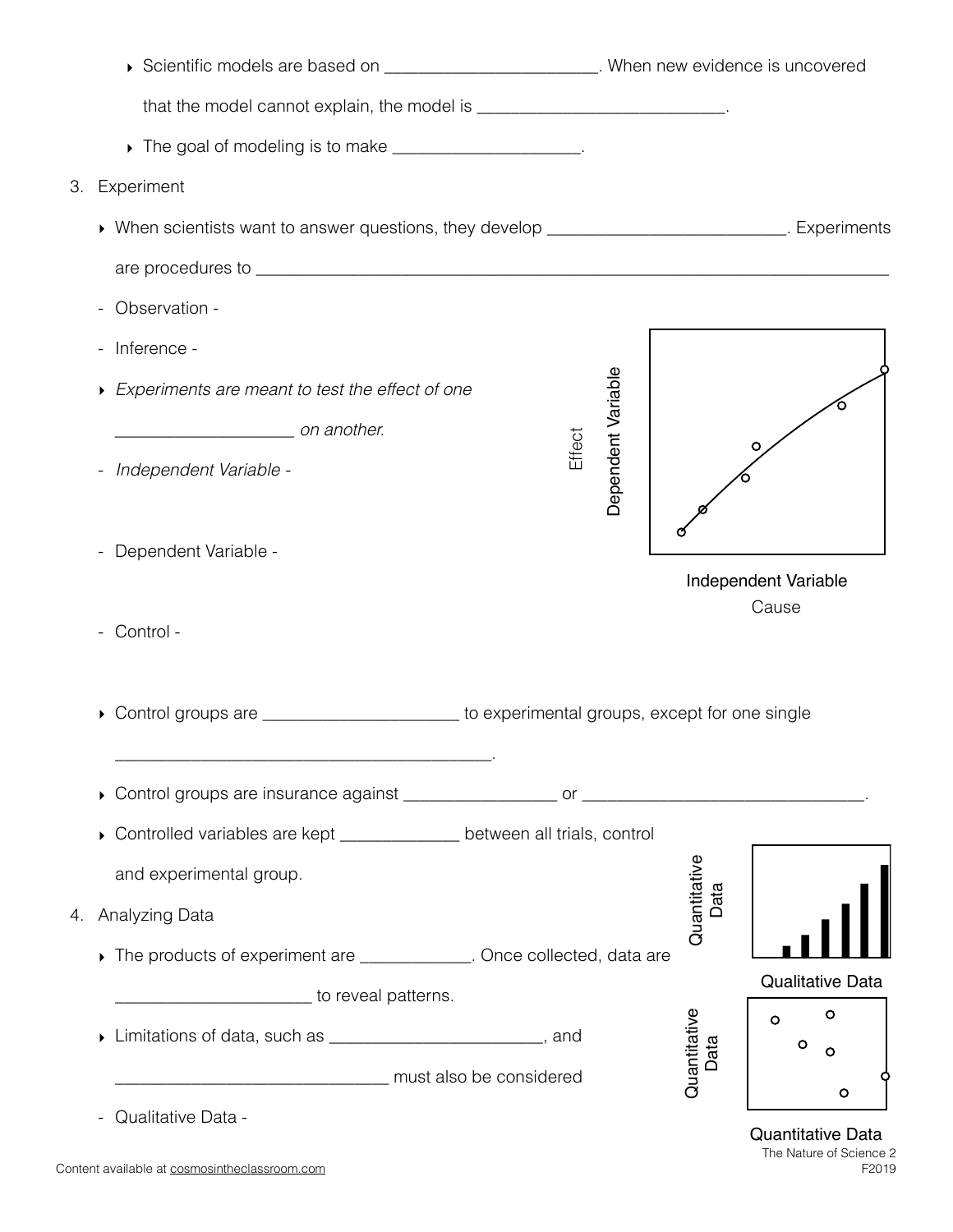- Scientific models are based on _______________________. When new evidence is uncovered that the model cannot explain, the model is ___________________________.
- The goal of modeling is to make ____________________.

3. Experiment

- When scientists want to answer questions, they develop __________________________. Experiments are procedures to ______________________________________________________________________
- Observation -
- Inference -
- *Experiments are meant to test the effect of one ___________________ on another.*
- *Independent Variable* -
- Dependent Variable -
- Control -
- Control groups are _____________________ to experimental groups, except for one single _________________________________________.
- Control groups are insurance against ________________ or ______________________________.
- Controlled variables are kept _____________ between all trials, control and experimental group.

4. Analyzing Data

- The products of experiment are ____________. Once collected, data are _____________________ to reveal patterns.
- Limitations of data, such as _______________________, and ______________________________ must also be considered
- Qualitative Data -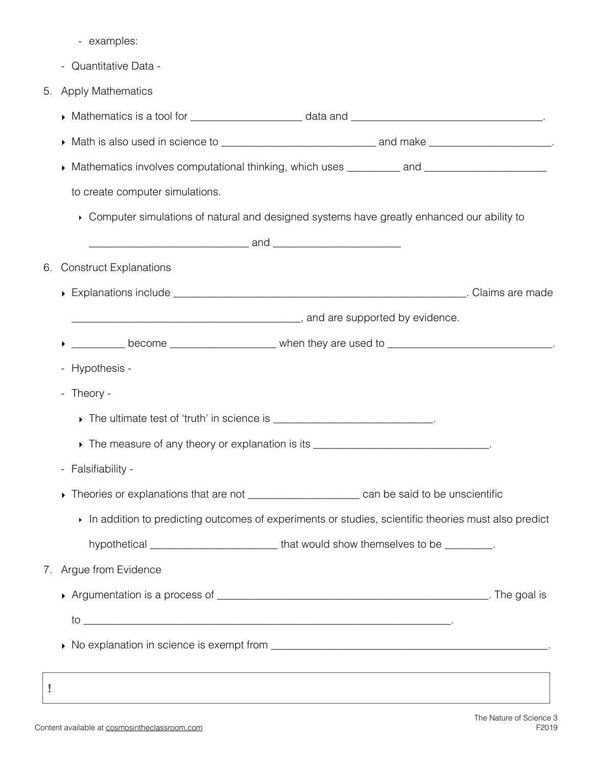- examples:

- Quantitative Data -

5. Apply Mathematics

    - Mathematics is a tool for ___________________ data and _________________________________.
    - Math is also used in science to __________________________ and make ____________________.
    - Mathematics involves computational thinking, which uses _________ and ____________________ to create computer simulations.
        - Computer simulations of natural and designed systems have greatly enhanced our ability to ___________________________ and _____________________

6. Construct Explanations

    - Explanations include ______________________________________________. Claims are made _______________________________________, and are supported by evidence.
    - _________ become __________________ when they are used to ____________________________.
    - Hypothesis -
    - Theory -
        - The ultimate test of 'truth' in science is __________________________.
        - The measure of any theory or explanation is its ______________________________.
    - Falsifiability -
    - Theories or explanations that are not __________________ can be said to be unscientific
        - In addition to predicting outcomes of experiments or studies, scientific theories must also predict hypothetical ____________________ that would show themselves to be ________.

7. Argue from Evidence

    - Argumentation is a process of ______________________________________________. The goal is to ____________________________________________________________.
    - No explanation in science is exempt from _____________________________________________.

!

Content available at cosmosintheclassroom.com